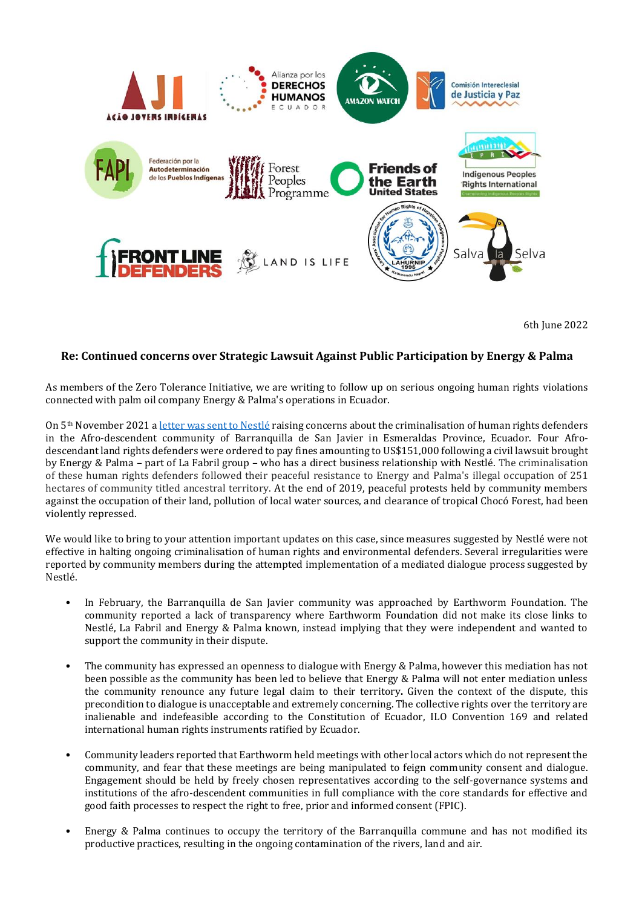6th June 2022

**Re: Continued concerns over Strategic Lawsuit Against Public Participation by Energy & Palma**

As members of the Zero Tolerance Initiative, we are writing to follow up on serious ongoing human rights violations connected with palm oil company Energy & Palma's operations in Ecuador.

On 5th November 2021 a letter was sent to Nestlé raising concerns about the criminalisation of human rights defenders in the Afro-descendent community of Barranquilla de San Javier in Esmeraldas Province, Ecuador. Four Afro-descendant land rights defenders were ordered to pay fines amounting to US$151,000 following a civil lawsuit brought by Energy & Palma – part of La Fabril group – who has a direct business relationship with Nestlé. The criminalisation of these human rights defenders followed their peaceful resistance to Energy and Palma's illegal occupation of 251 hectares of community titled ancestral territory. At the end of 2019, peaceful protests held by community members against the occupation of their land, pollution of local water sources, and clearance of tropical Chocó Forest, had been violently repressed.

We would like to bring to your attention important updates on this case, since measures suggested by Nestlé were not effective in halting ongoing criminalisation of human rights and environmental defenders. Several irregularities were reported by community members during the attempted implementation of a mediated dialogue process suggested by Nestlé.

- In February, the Barranquilla de San Javier community was approached by Earthworm Foundation. The community reported a lack of transparency where Earthworm Foundation did not make its close links to Nestlé, La Fabril and Energy & Palma known, instead implying that they were independent and wanted to support the community in their dispute.

- The community has expressed an openness to dialogue with Energy & Palma, however this mediation has not been possible as the community has been led to believe that Energy & Palma will not enter mediation unless the community renounce any future legal claim to their territory. Given the context of the dispute, this precondition to dialogue is unacceptable and extremely concerning. The collective rights over the territory are inalienable and indefeasible according to the Constitution of Ecuador, ILO Convention 169 and related international human rights instruments ratified by Ecuador.

- Community leaders reported that Earthworm held meetings with other local actors which do not represent the community, and fear that these meetings are being manipulated to feign community consent and dialogue. Engagement should be held by freely chosen representatives according to the self-governance systems and institutions of the afro-descendent communities in full compliance with the core standards for effective and good faith processes to respect the right to free, prior and informed consent (FPIC).

- Energy & Palma continues to occupy the territory of the Barranquilla commune and has not modified its productive practices, resulting in the ongoing contamination of the rivers, land and air.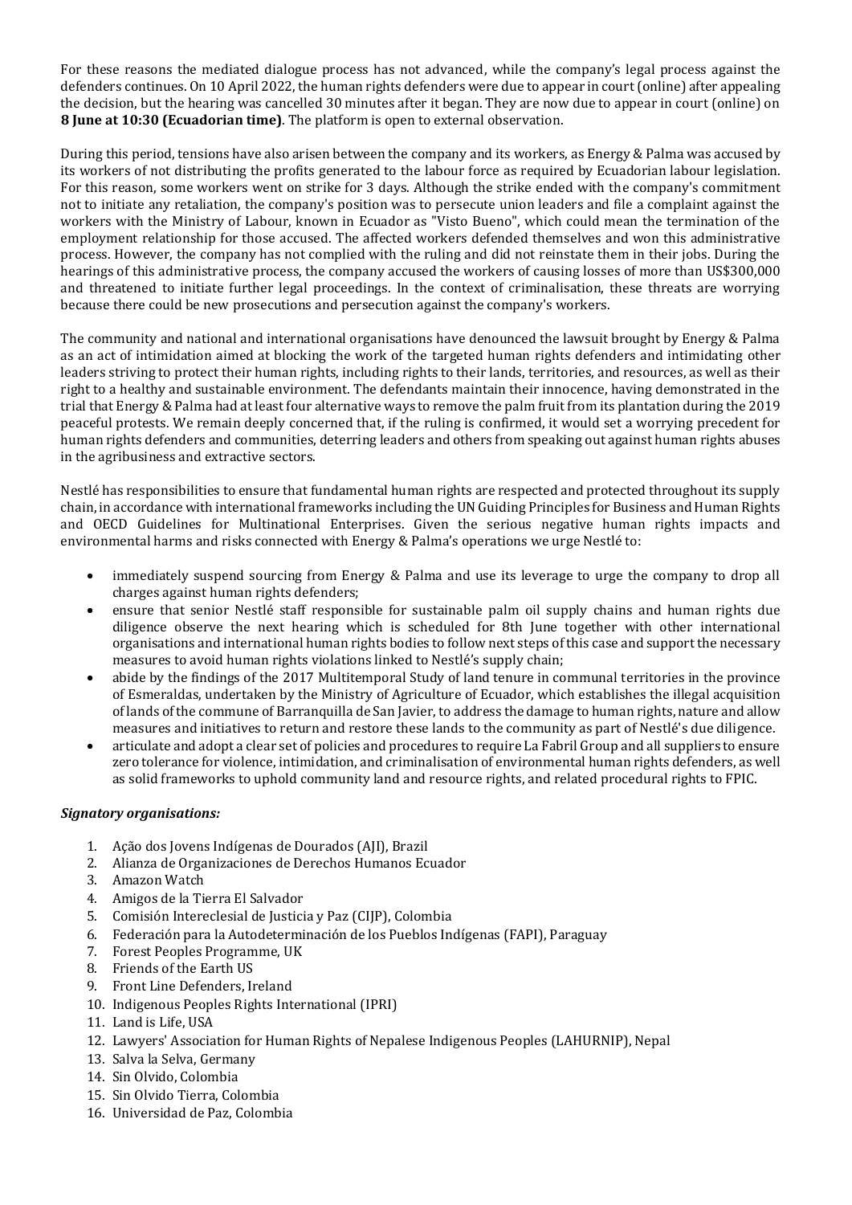For these reasons the mediated dialogue process has not advanced, while the company's legal process against the defenders continues. On 10 April 2022, the human rights defenders were due to appear in court (online) after appealing the decision, but the hearing was cancelled 30 minutes after it began. They are now due to appear in court (online) on **8 June at 10:30 (Ecuadorian time)**. The platform is open to external observation.

During this period, tensions have also arisen between the company and its workers, as Energy & Palma was accused by its workers of not distributing the profits generated to the labour force as required by Ecuadorian labour legislation. For this reason, some workers went on strike for 3 days. Although the strike ended with the company's commitment not to initiate any retaliation, the company's position was to persecute union leaders and file a complaint against the workers with the Ministry of Labour, known in Ecuador as "Visto Bueno", which could mean the termination of the employment relationship for those accused. The affected workers defended themselves and won this administrative process. However, the company has not complied with the ruling and did not reinstate them in their jobs. During the hearings of this administrative process, the company accused the workers of causing losses of more than US$300,000 and threatened to initiate further legal proceedings. In the context of criminalisation, these threats are worrying because there could be new prosecutions and persecution against the company's workers.

The community and national and international organisations have denounced the lawsuit brought by Energy & Palma as an act of intimidation aimed at blocking the work of the targeted human rights defenders and intimidating other leaders striving to protect their human rights, including rights to their lands, territories, and resources, as well as their right to a healthy and sustainable environment. The defendants maintain their innocence, having demonstrated in the trial that Energy & Palma had at least four alternative ways to remove the palm fruit from its plantation during the 2019 peaceful protests. We remain deeply concerned that, if the ruling is confirmed, it would set a worrying precedent for human rights defenders and communities, deterring leaders and others from speaking out against human rights abuses in the agribusiness and extractive sectors.

Nestlé has responsibilities to ensure that fundamental human rights are respected and protected throughout its supply chain, in accordance with international frameworks including the UN Guiding Principles for Business and Human Rights and OECD Guidelines for Multinational Enterprises. Given the serious negative human rights impacts and environmental harms and risks connected with Energy & Palma's operations we urge Nestlé to:

- immediately suspend sourcing from Energy & Palma and use its leverage to urge the company to drop all charges against human rights defenders;
- ensure that senior Nestlé staff responsible for sustainable palm oil supply chains and human rights due diligence observe the next hearing which is scheduled for 8th June together with other international organisations and international human rights bodies to follow next steps of this case and support the necessary measures to avoid human rights violations linked to Nestlé's supply chain;
- abide by the findings of the 2017 Multitemporal Study of land tenure in communal territories in the province of Esmeraldas, undertaken by the Ministry of Agriculture of Ecuador, which establishes the illegal acquisition of lands of the commune of Barranquilla de San Javier, to address the damage to human rights, nature and allow measures and initiatives to return and restore these lands to the community as part of Nestlé's due diligence.
- articulate and adopt a clear set of policies and procedures to require La Fabril Group and all suppliers to ensure zero tolerance for violence, intimidation, and criminalisation of environmental human rights defenders, as well as solid frameworks to uphold community land and resource rights, and related procedural rights to FPIC.

***Signatory organisations:***

1. Ação dos Jovens Indígenas de Dourados (AJI), Brazil
2. Alianza de Organizaciones de Derechos Humanos Ecuador
3. Amazon Watch
4. Amigos de la Tierra El Salvador
5. Comisión Intereclesial de Justicia y Paz (CIJP), Colombia
6. Federación para la Autodeterminación de los Pueblos Indígenas (FAPI), Paraguay
7. Forest Peoples Programme, UK
8. Friends of the Earth US
9. Front Line Defenders, Ireland
10. Indigenous Peoples Rights International (IPRI)
11. Land is Life, USA
12. Lawyers' Association for Human Rights of Nepalese Indigenous Peoples (LAHURNIP), Nepal
13. Salva la Selva, Germany
14. Sin Olvido, Colombia
15. Sin Olvido Tierra, Colombia
16. Universidad de Paz, Colombia